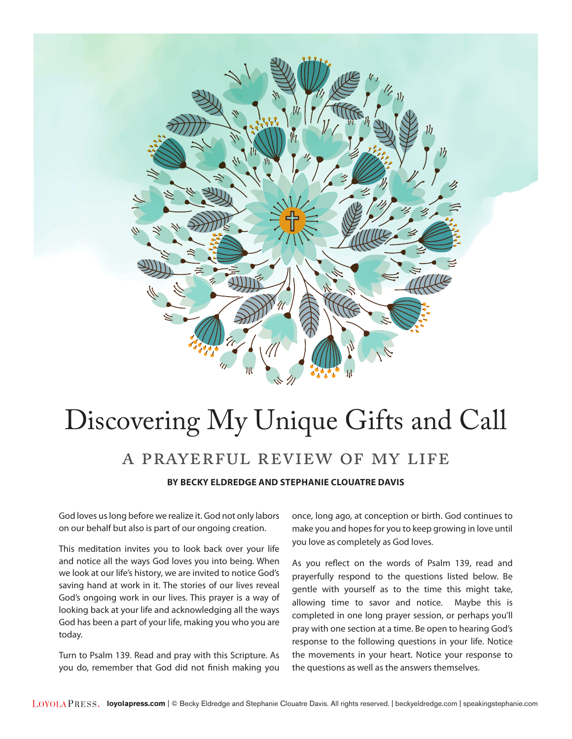# Discovering My Unique Gifts and Call

## A PRAYERFUL REVIEW OF MY LIFE

**BY BECKY ELDREDGE AND STEPHANIE CLOUATRE DAVIS**

God loves us long before we realize it. God not only labors on our behalf but also is part of our ongoing creation.

This meditation invites you to look back over your life and notice all the ways God loves you into being. When we look at our life's history, we are invited to notice God's saving hand at work in it. The stories of our lives reveal God's ongoing work in our lives. This prayer is a way of looking back at your life and acknowledging all the ways God has been a part of your life, making you who you are today.

Turn to Psalm 139. Read and pray with this Scripture. As you do, remember that God did not finish making you once, long ago, at conception or birth. God continues to make you and hopes for you to keep growing in love until you love as completely as God loves.

As you reflect on the words of Psalm 139, read and prayerfully respond to the questions listed below. Be gentle with yourself as to the time this might take, allowing time to savor and notice. Maybe this is completed in one long prayer session, or perhaps you'll pray with one section at a time. Be open to hearing God's response to the following questions in your life. Notice the movements in your heart. Notice your response to the questions as well as the answers themselves.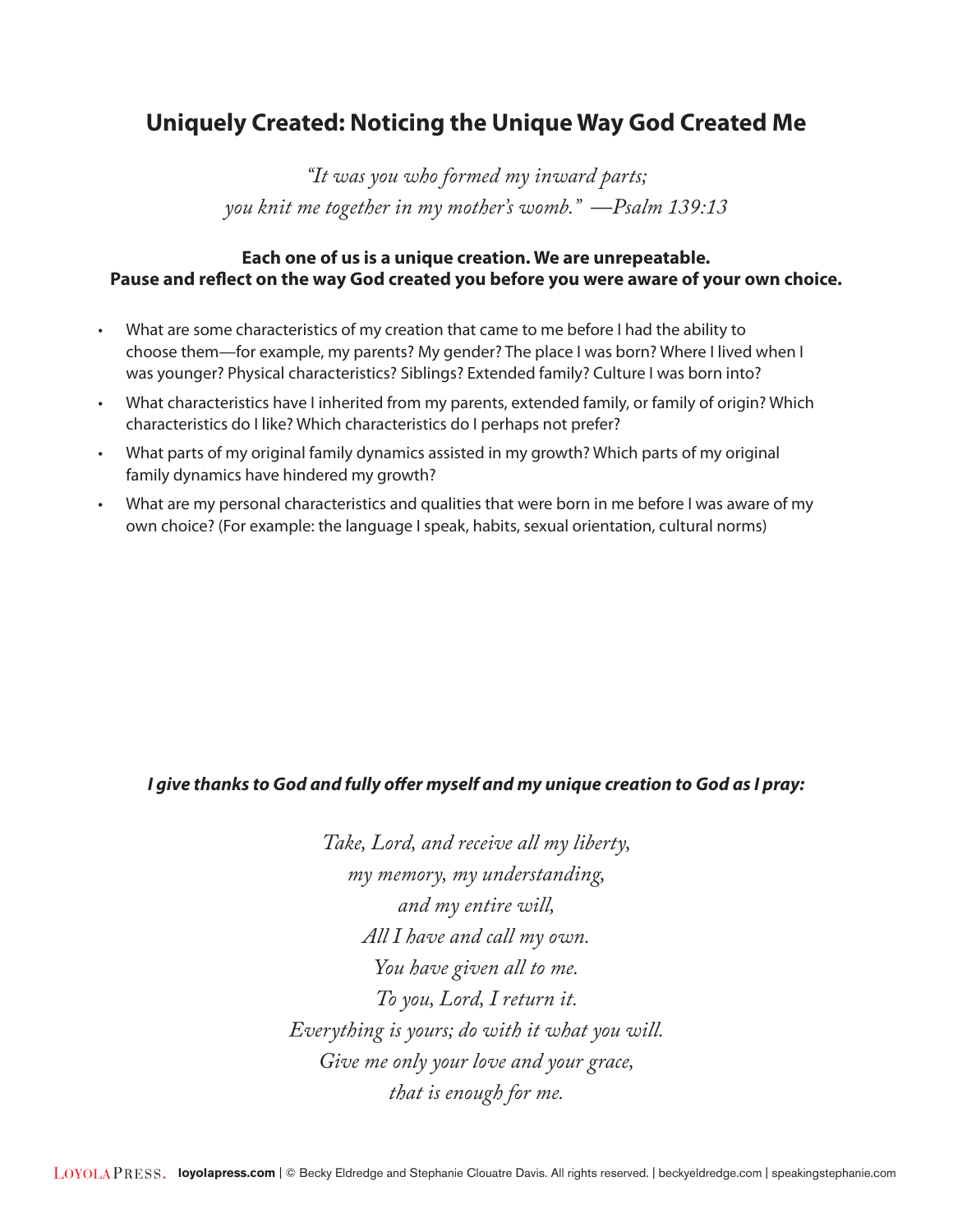# Uniquely Created: Noticing the Unique Way God Created Me

*"It was you who formed my inward parts;*
*you knit me together in my mother's womb." —Psalm 139:13*

**Each one of us is a unique creation. We are unrepeatable.**
**Pause and reflect on the way God created you before you were aware of your own choice.**

- What are some characteristics of my creation that came to me before I had the ability to choose them—for example, my parents? My gender? The place I was born? Where I lived when I was younger? Physical characteristics? Siblings? Extended family? Culture I was born into?
- What characteristics have I inherited from my parents, extended family, or family of origin? Which characteristics do I like? Which characteristics do I perhaps not prefer?
- What parts of my original family dynamics assisted in my growth? Which parts of my original family dynamics have hindered my growth?
- What are my personal characteristics and qualities that were born in me before I was aware of my own choice? (For example: the language I speak, habits, sexual orientation, cultural norms)

***I give thanks to God and fully offer myself and my unique creation to God as I pray:***

*Take, Lord, and receive all my liberty,*
*my memory, my understanding,*
*and my entire will,*
*All I have and call my own.*
*You have given all to me.*
*To you, Lord, I return it.*
*Everything is yours; do with it what you will.*
*Give me only your love and your grace,*
*that is enough for me.*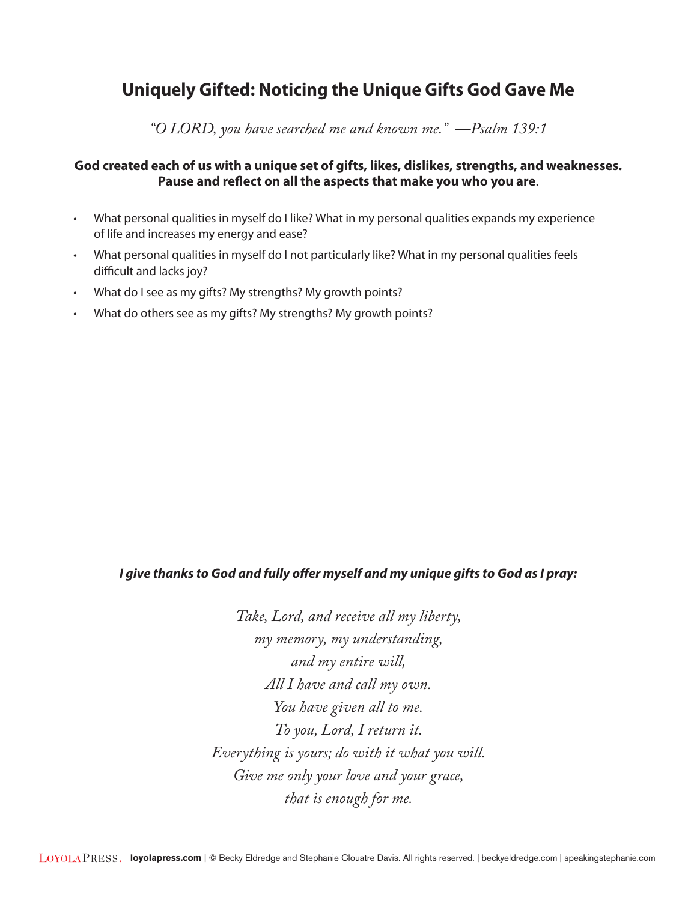# Uniquely Gifted: Noticing the Unique Gifts God Gave Me

*"O LORD, you have searched me and known me." —Psalm 139:1*

**God created each of us with a unique set of gifts, likes, dislikes, strengths, and weaknesses. Pause and reflect on all the aspects that make you who you are**.

- What personal qualities in myself do I like? What in my personal qualities expands my experience of life and increases my energy and ease?
- What personal qualities in myself do I not particularly like? What in my personal qualities feels difficult and lacks joy?
- What do I see as my gifts? My strengths? My growth points?
- What do others see as my gifts? My strengths? My growth points?

***I give thanks to God and fully offer myself and my unique gifts to God as I pray:***

*Take, Lord, and receive all my liberty,*
*my memory, my understanding,*
*and my entire will,*
*All I have and call my own.*
*You have given all to me.*
*To you, Lord, I return it.*
*Everything is yours; do with it what you will.*
*Give me only your love and your grace,*
*that is enough for me.*

LOYOLA PRESS. **loyolapress.com** | © Becky Eldredge and Stephanie Clouatre Davis. All rights reserved. | beckyeldredge.com | speakingstephanie.com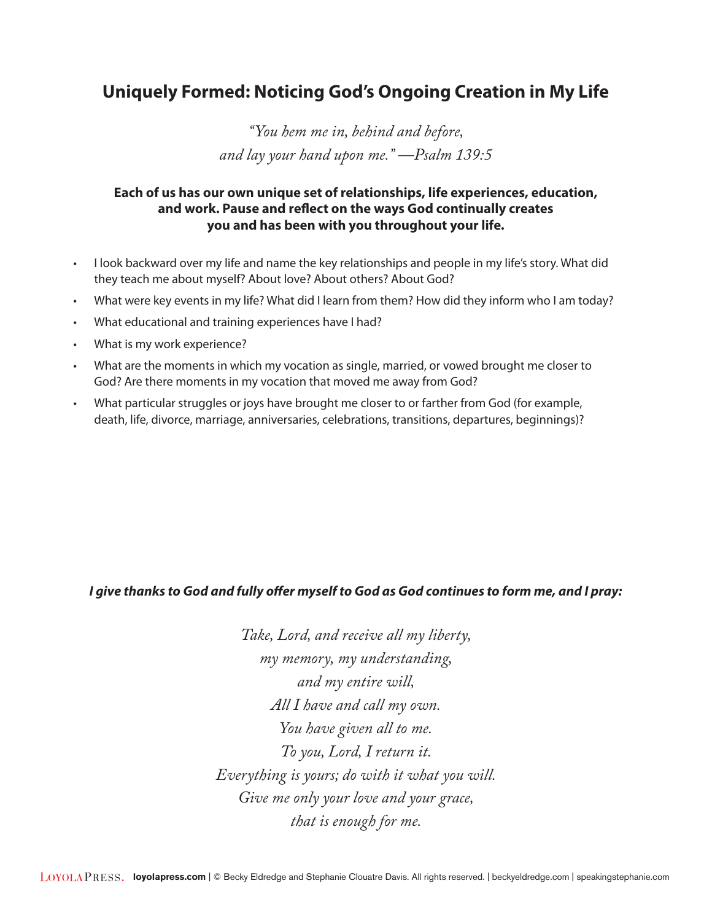# Uniquely Formed: Noticing God's Ongoing Creation in My Life

*"You hem me in, behind and before,*
*and lay your hand upon me." —Psalm 139:5*

**Each of us has our own unique set of relationships, life experiences, education, and work. Pause and reflect on the ways God continually creates you and has been with you throughout your life.**

- I look backward over my life and name the key relationships and people in my life's story. What did they teach me about myself? About love? About others? About God?
- What were key events in my life? What did I learn from them? How did they inform who I am today?
- What educational and training experiences have I had?
- What is my work experience?
- What are the moments in which my vocation as single, married, or vowed brought me closer to God? Are there moments in my vocation that moved me away from God?
- What particular struggles or joys have brought me closer to or farther from God (for example, death, life, divorce, marriage, anniversaries, celebrations, transitions, departures, beginnings)?

***I give thanks to God and fully offer myself to God as God continues to form me, and I pray:***

*Take, Lord, and receive all my liberty,*
*my memory, my understanding,*
*and my entire will,*
*All I have and call my own.*
*You have given all to me.*
*To you, Lord, I return it.*
*Everything is yours; do with it what you will.*
*Give me only your love and your grace,*
*that is enough for me.*

LOYOLA PRESS. **loyolapress.com** | © Becky Eldredge and Stephanie Clouatre Davis. All rights reserved. | beckyeldredge.com | speakingstephanie.com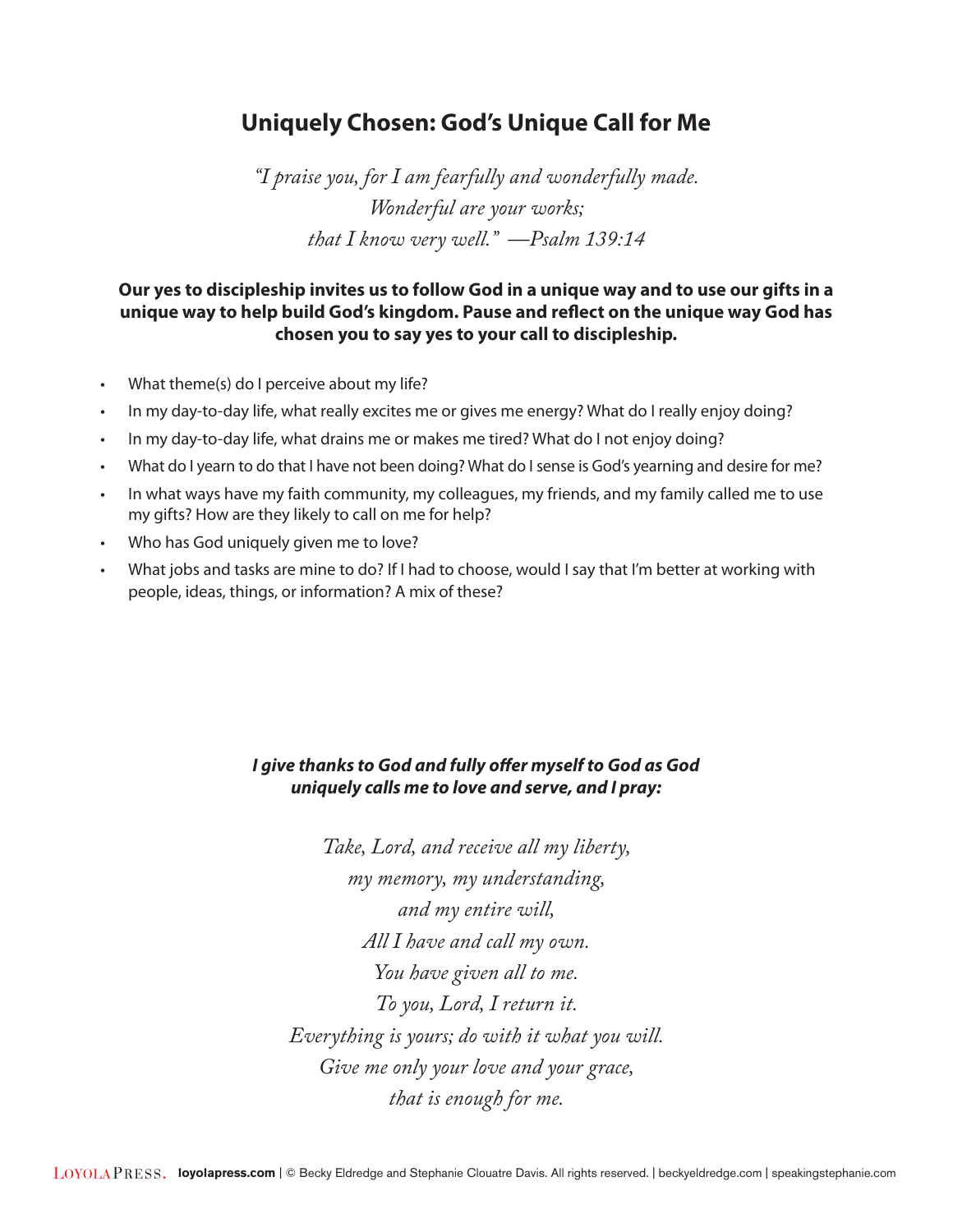# Uniquely Chosen: God's Unique Call for Me

*"I praise you, for I am fearfully and wonderfully made.*
*Wonderful are your works;*
*that I know very well." —Psalm 139:14*

**Our yes to discipleship invites us to follow God in a unique way and to use our gifts in a unique way to help build God's kingdom. Pause and reflect on the unique way God has chosen you to say yes to your call to discipleship.**

- What theme(s) do I perceive about my life?
- In my day-to-day life, what really excites me or gives me energy? What do I really enjoy doing?
- In my day-to-day life, what drains me or makes me tired? What do I not enjoy doing?
- What do I yearn to do that I have not been doing? What do I sense is God's yearning and desire for me?
- In what ways have my faith community, my colleagues, my friends, and my family called me to use my gifts? How are they likely to call on me for help?
- Who has God uniquely given me to love?
- What jobs and tasks are mine to do? If I had to choose, would I say that I'm better at working with people, ideas, things, or information? A mix of these?

***I give thanks to God and fully offer myself to God as God uniquely calls me to love and serve, and I pray:***

*Take, Lord, and receive all my liberty,*
*my memory, my understanding,*
*and my entire will,*
*All I have and call my own.*
*You have given all to me.*
*To you, Lord, I return it.*
*Everything is yours; do with it what you will.*
*Give me only your love and your grace,*
*that is enough for me.*

LOYOLA PRESS. **loyolapress.com** | © Becky Eldredge and Stephanie Clouatre Davis. All rights reserved. | beckyeldredge.com | speakingstephanie.com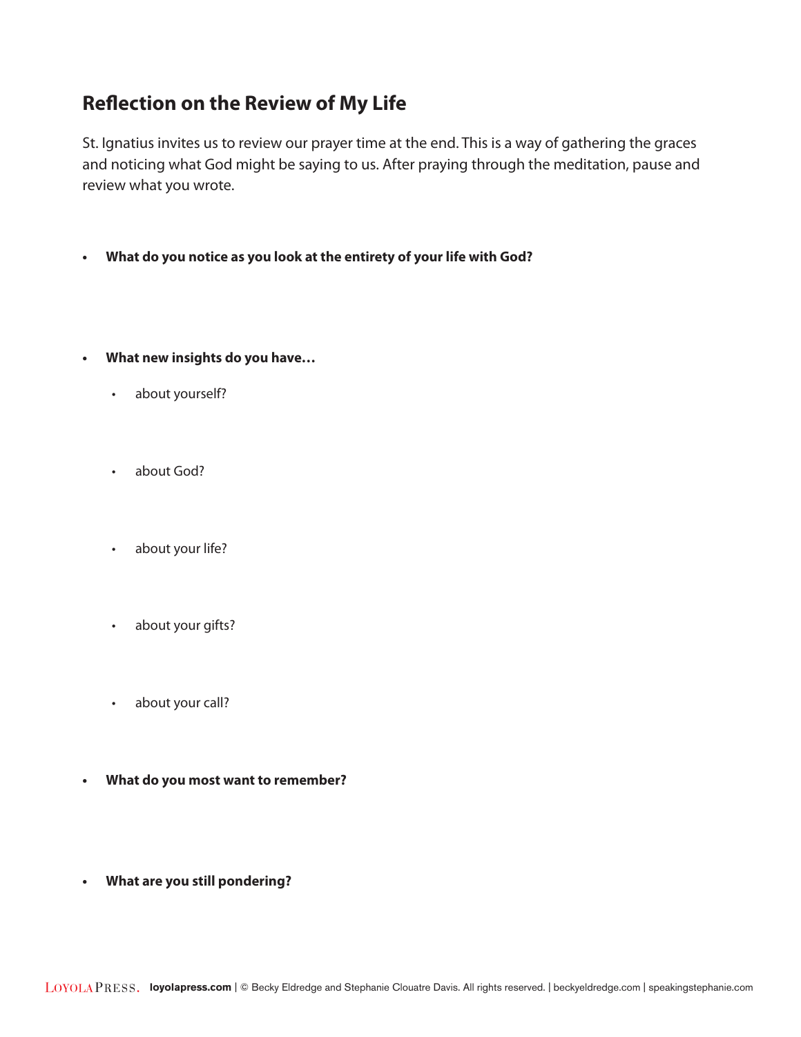## Reflection on the Review of My Life

St. Ignatius invites us to review our prayer time at the end. This is a way of gathering the graces and noticing what God might be saying to us. After praying through the meditation, pause and review what you wrote.

- **What do you notice as you look at the entirety of your life with God?**

- **What new insights do you have…**
  - about yourself?
  - about God?
  - about your life?
  - about your gifts?
  - about your call?

- **What do you most want to remember?**

- **What are you still pondering?**

LOYOLA PRESS. **loyolapress.com** | © Becky Eldredge and Stephanie Clouatre Davis. All rights reserved. | beckyeldredge.com | speakingstephanie.com